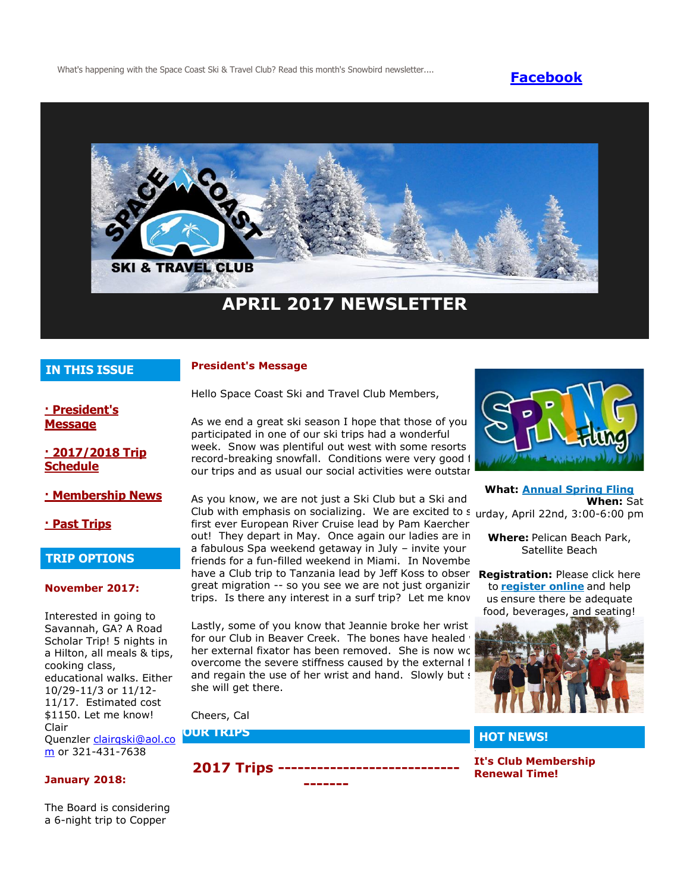What's happening with the Space Coast Ski & Travel Club? Read this month's Snowbird newsletter....

[Facebook]

SPACE COAST SKI & TRAVEL CLUB

# APRIL 2017 NEWSLETTER

## IN THIS ISSUE

- · President's Message
- · 2017/2018 Trip Schedule
- · Membership News
- · Past Trips

## TRIP OPTIONS

**November 2017:**

Interested in going to Savannah, GA? A Road Scholar Trip! 5 nights in a Hilton, all meals & tips, cooking class, educational walks. Either 10/29-11/3 or 11/12-11/17. Estimated cost $1150. Let me know! Clair Quenzler clairqski@aol.com or 321-431-7638

**January 2018:**

The Board is considering a 6-night trip to Copper

## President's Message

Hello Space Coast Ski and Travel Club Members,

As we end a great ski season I hope that those of you participated in one of our ski trips had a wonderful week. Snow was plentiful out west with some resorts record-breaking snowfall. Conditions were very good f our trips and as usual our social activities were outstar

As you know, we are not just a Ski Club but a Ski and Club with emphasis on socializing. We are excited to s first ever European River Cruise lead by Pam Kaercher out! They depart in May. Once again our ladies are in a fabulous Spa weekend getaway in July – invite your friends for a fun-filled weekend in Miami. In Novembe have a Club trip to Tanzania lead by Jeff Koss to obser great migration -- so you see we are not just organizin trips. Is there any interest in a surf trip? Let me know

Lastly, some of you know that Jeannie broke her wrist for our Club in Beaver Creek. The bones have healed her external fixator has been removed. She is now wo overcome the severe stiffness caused by the external f and regain the use of her wrist and hand. Slowly but s she will get there.

Cheers, Cal

SPRING Fling

**What:** [Annual Spring Fling]
**When:** Saturday, April 22nd, 3:00-6:00 pm

**Where:** Pelican Beach Park, Satellite Beach

**Registration:** Please click here to [register online] and help us ensure there be adequate food, beverages, and seating!

## OUR TRIPS

**2017 Trips ----------------------------------**

## HOT NEWS!

**It's Club Membership Renewal Time!**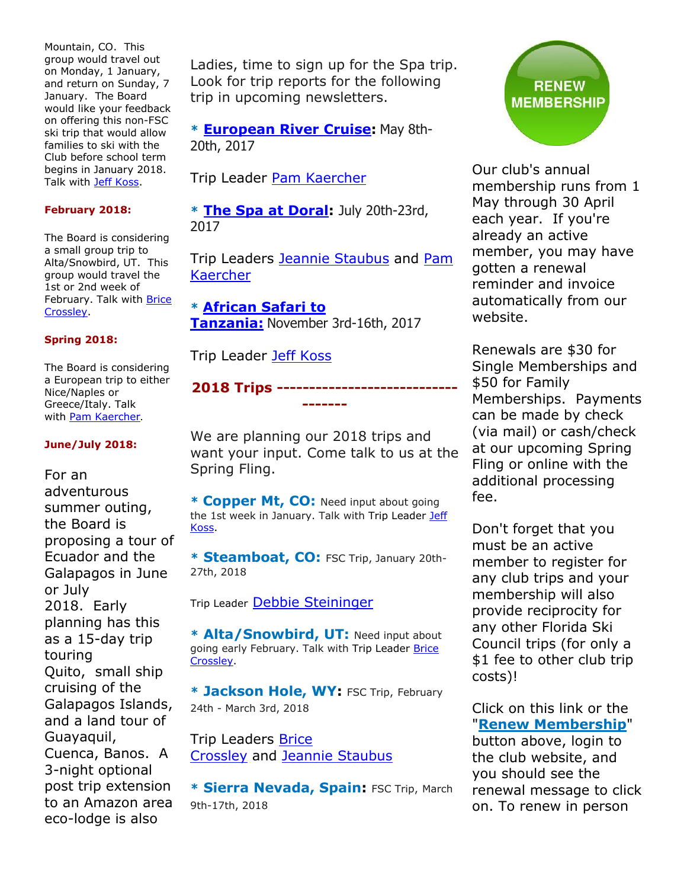Mountain, CO. This group would travel out on Monday, 1 January, and return on Sunday, 7 January. The Board would like your feedback on offering this non-FSC ski trip that would allow families to ski with the Club before school term begins in January 2018. Talk with Jeff Koss.

**February 2018:**

The Board is considering a small group trip to Alta/Snowbird, UT. This group would travel the 1st or 2nd week of February. Talk with Brice Crossley.

**Spring 2018:**

The Board is considering a European trip to either Nice/Naples or Greece/Italy. Talk with Pam Kaercher.

**June/July 2018:**

For an adventurous summer outing, the Board is proposing a tour of Ecuador and the Galapagos in June or July 2018. Early planning has this as a 15-day trip touring Quito, small ship cruising of the Galapagos Islands, and a land tour of Guayaquil, Cuenca, Banos. A 3-night optional post trip extension to an Amazon area eco-lodge is also

Ladies, time to sign up for the Spa trip. Look for trip reports for the following trip in upcoming newsletters.

* **European River Cruise:** May 8th-20th, 2017

Trip Leader Pam Kaercher

* **The Spa at Doral:** July 20th-23rd, 2017

Trip Leaders Jeannie Staubus and Pam Kaercher

* **African Safari to Tanzania:** November 3rd-16th, 2017

Trip Leader Jeff Koss

**2018 Trips -----------------------------------**

We are planning our 2018 trips and want your input. Come talk to us at the Spring Fling.

* **Copper Mt, CO:** Need input about going the 1st week in January. Talk with Trip Leader Jeff Koss.

* **Steamboat, CO:** FSC Trip, January 20th-27th, 2018

Trip Leader Debbie Steininger

* **Alta/Snowbird, UT:** Need input about going early February. Talk with Trip Leader Brice Crossley.

* **Jackson Hole, WY:** FSC Trip, February 24th - March 3rd, 2018

Trip Leaders Brice Crossley and Jeannie Staubus

* **Sierra Nevada, Spain:** FSC Trip, March 9th-17th, 2018

RENEW MEMBERSHIP

Our club's annual membership runs from 1 May through 30 April each year. If you're already an active member, you may have gotten a renewal reminder and invoice automatically from our website.

Renewals are $30 for Single Memberships and $50 for Family Memberships. Payments can be made by check (via mail) or cash/check at our upcoming Spring Fling or online with the additional processing fee.

Don't forget that you must be an active member to register for any club trips and your membership will also provide reciprocity for any other Florida Ski Council trips (for only a $1 fee to other club trip costs)!

Click on this link or the "**Renew Membership**" button above, login to the club website, and you should see the renewal message to click on. To renew in person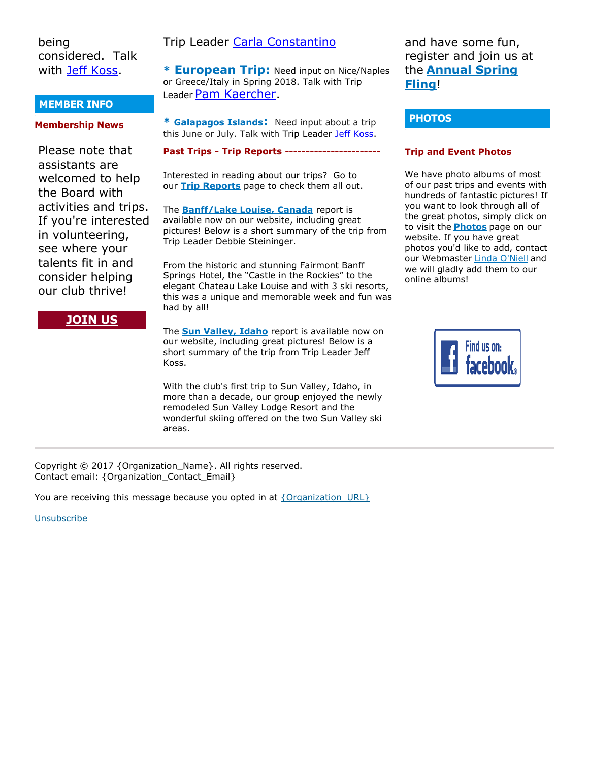being considered.  Talk with Jeff Koss.

## MEMBER INFO

**Membership News**

Please note that assistants are welcomed to help the Board with activities and trips. If you're interested in volunteering, see where your talents fit in and consider helping our club thrive!

**JOIN US**

Trip Leader Carla Constantino

**\* European Trip:** Need input on Nice/Naples or Greece/Italy in Spring 2018. Talk with Trip Leader Pam Kaercher.

**\* Galapagos Islands:** Need input about a trip this June or July. Talk with Trip Leader Jeff Koss.

**Past Trips - Trip Reports -----------------------**

Interested in reading about our trips?  Go to our **Trip Reports** page to check them all out.

The **Banff/Lake Louise, Canada** report is available now on our website, including great pictures! Below is a short summary of the trip from Trip Leader Debbie Steininger.

From the historic and stunning Fairmont Banff Springs Hotel, the "Castle in the Rockies" to the elegant Chateau Lake Louise and with 3 ski resorts, this was a unique and memorable week and fun was had by all!

The **Sun Valley, Idaho** report is available now on our website, including great pictures! Below is a short summary of the trip from Trip Leader Jeff Koss.

With the club's first trip to Sun Valley, Idaho, in more than a decade, our group enjoyed the newly remodeled Sun Valley Lodge Resort and the wonderful skiing offered on the two Sun Valley ski areas.

and have some fun, register and join us at the **Annual Spring Fling**!

## PHOTOS

**Trip and Event Photos**

We have photo albums of most of our past trips and events with hundreds of fantastic pictures! If you want to look through all of the great photos, simply click on to visit the **Photos** page on our website. If you have great photos you'd like to add, contact our Webmaster Linda O'Niell and we will gladly add them to our online albums!

Find us on: facebook

---

Copyright © 2017 {Organization_Name}. All rights reserved.
Contact email: {Organization_Contact_Email}

You are receiving this message because you opted in at {Organization_URL}

Unsubscribe